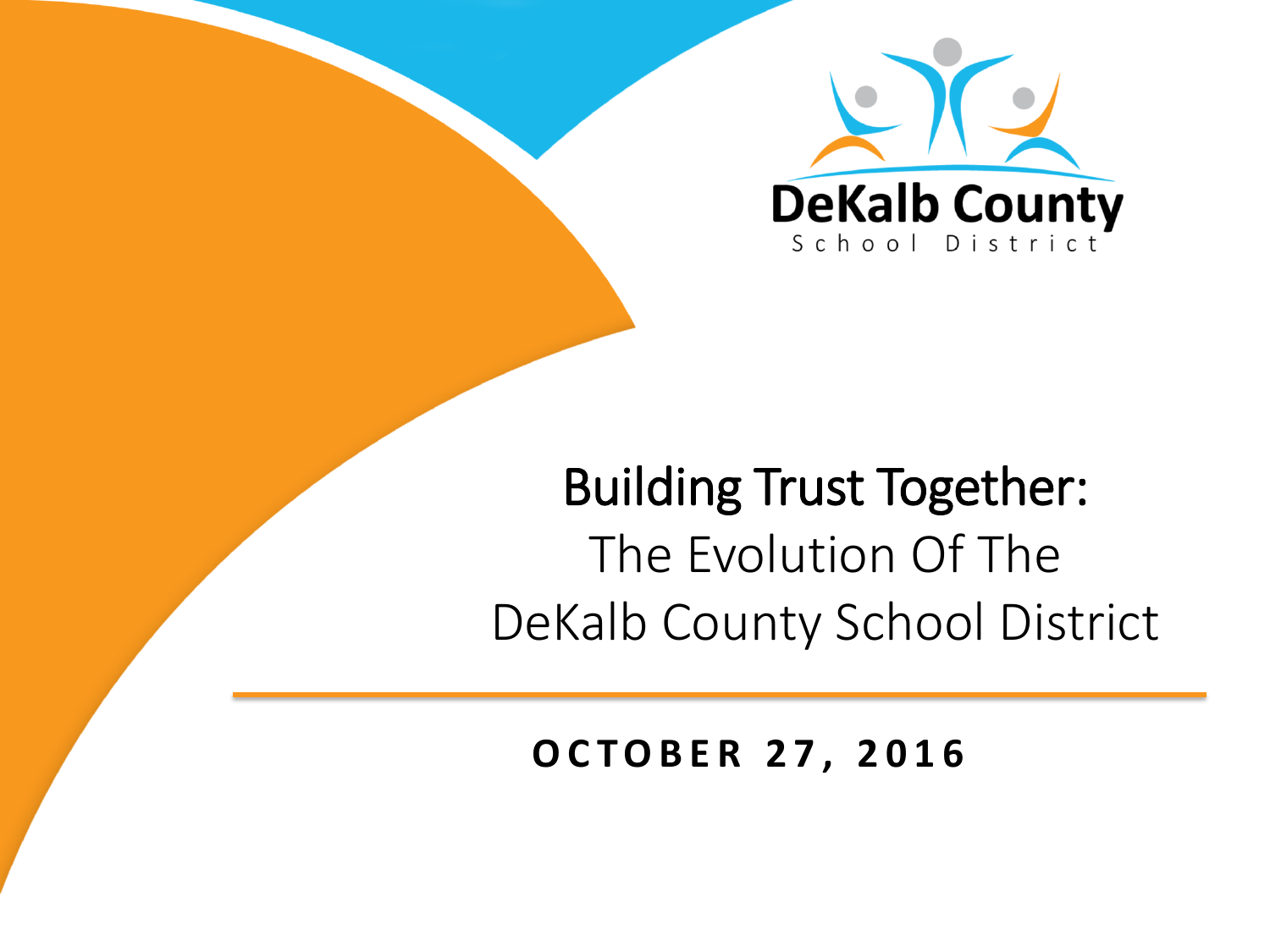DeKalb County
School District

# Building Trust Together:
## The Evolution Of The DeKalb County School District

**OCTOBER 27, 2016**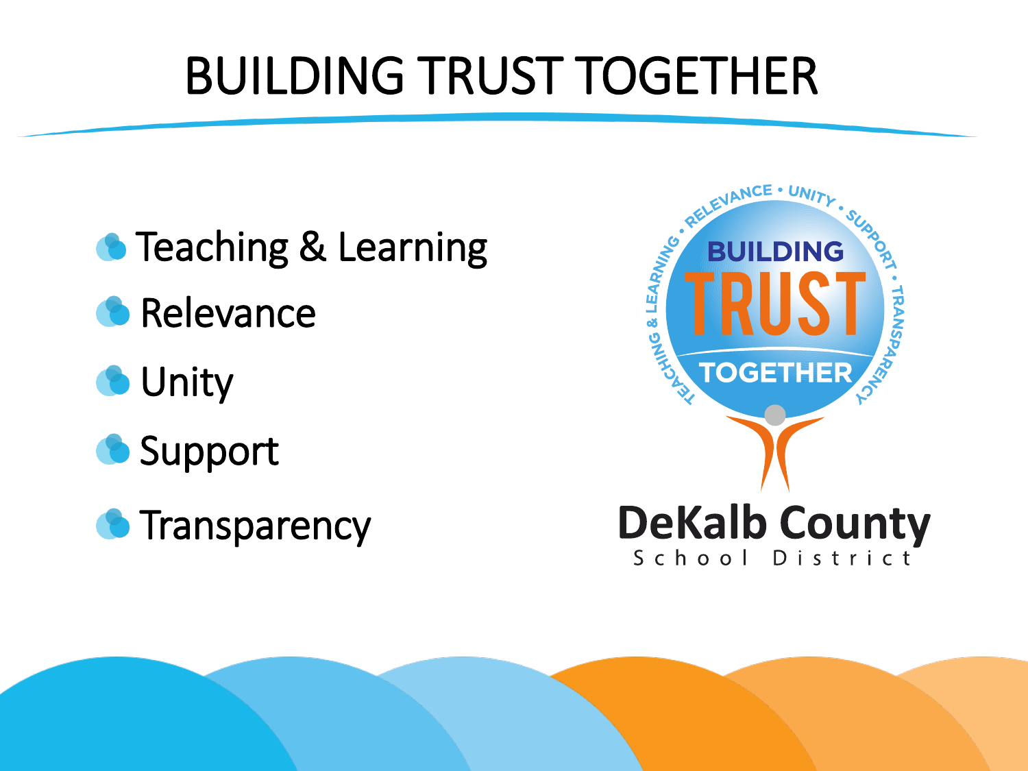# BUILDING TRUST TOGETHER

- Teaching & Learning
- Relevance
- Unity
- Support
- Transparency

RELEVANCE • UNITY • SUPPORT • TRANSPARENCY • TEACHING & LEARNING •

BUILDING TRUST TOGETHER

DeKalb County School District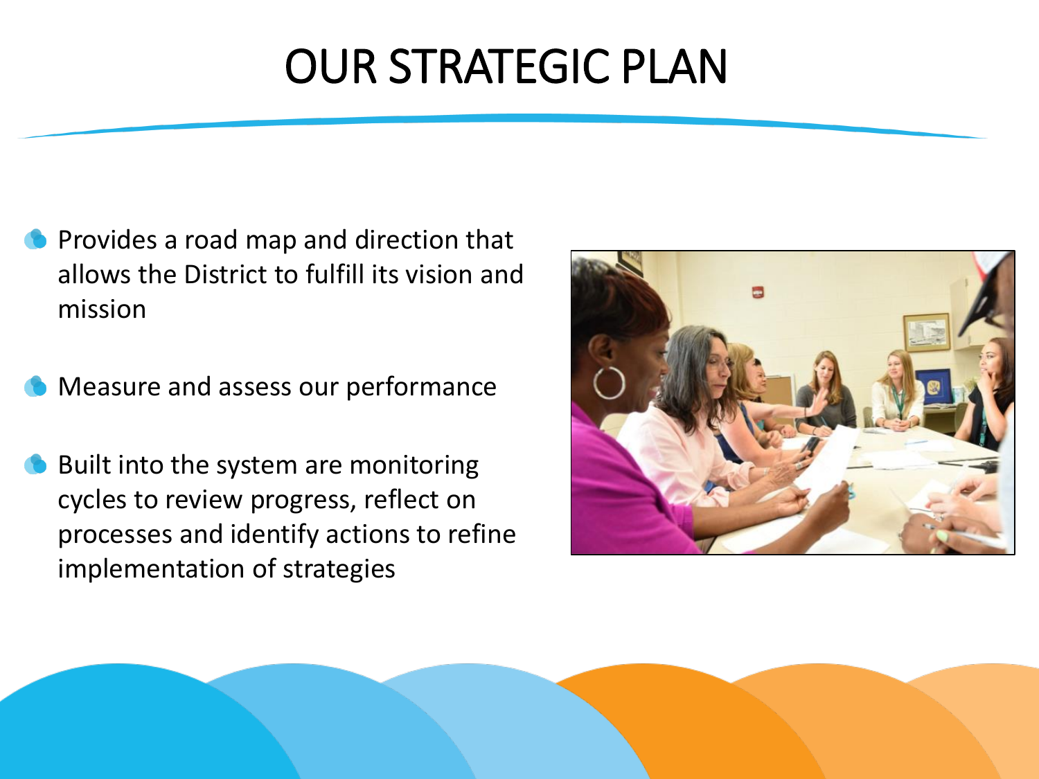# OUR STRATEGIC PLAN

- Provides a road map and direction that allows the District to fulfill its vision and mission
- Measure and assess our performance
- Built into the system are monitoring cycles to review progress, reflect on processes and identify actions to refine implementation of strategies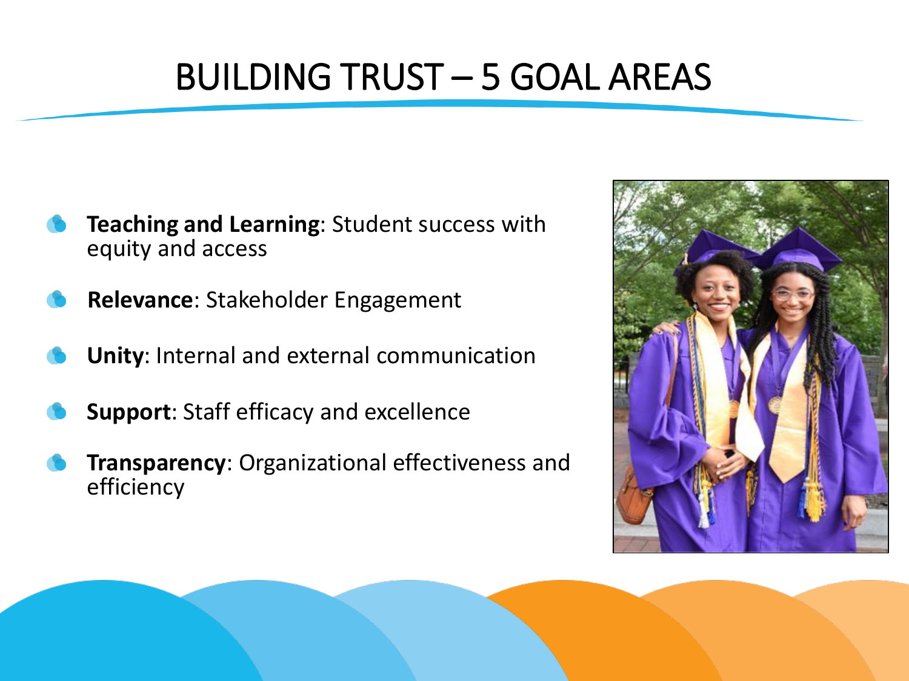# BUILDING TRUST – 5 GOAL AREAS

- **Teaching and Learning**: Student success with equity and access
- **Relevance**: Stakeholder Engagement
- **Unity**: Internal and external communication
- **Support**: Staff efficacy and excellence
- **Transparency**: Organizational effectiveness and efficiency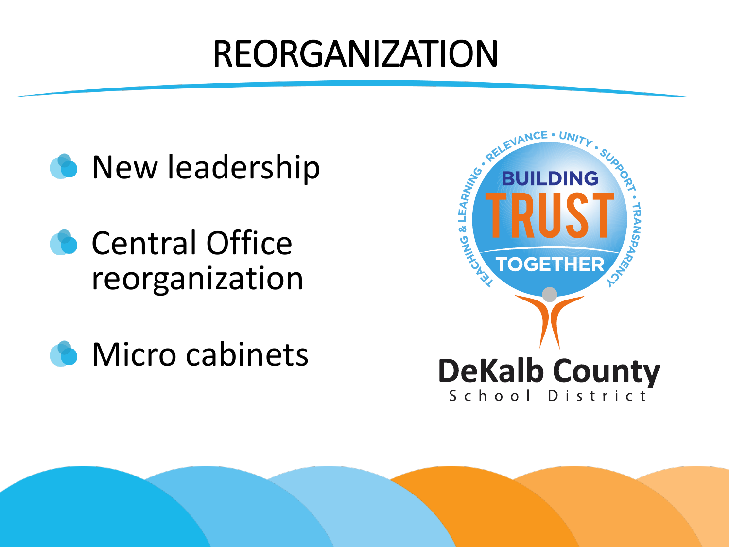# REORGANIZATION

- New leadership
- Central Office reorganization
- Micro cabinets

TEACHING & LEARNING • RELEVANCE • UNITY • SUPPORT • TRANSPARENCY

BUILDING TRUST TOGETHER

DeKalb County School District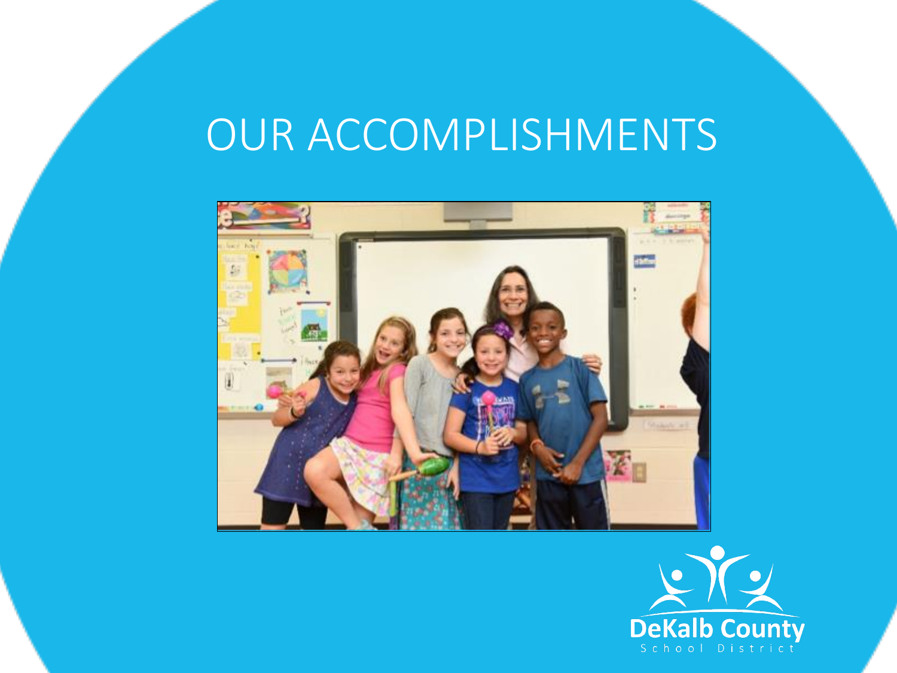# OUR ACCOMPLISHMENTS

DeKalb County
School District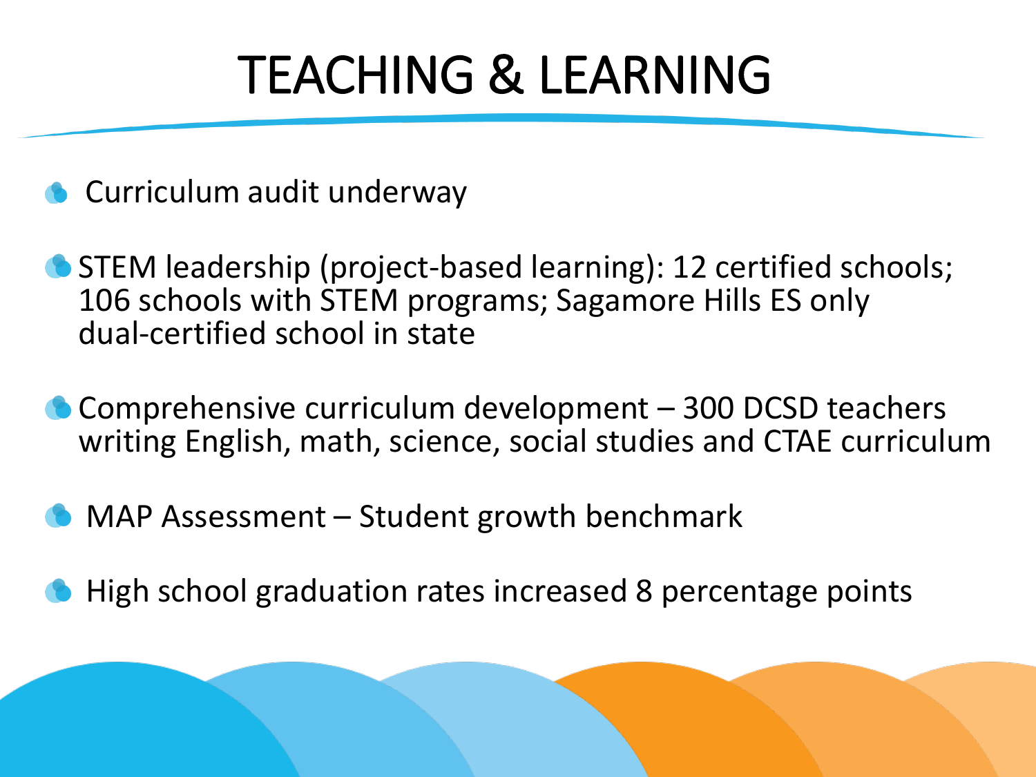# TEACHING & LEARNING

- Curriculum audit underway
- STEM leadership (project-based learning): 12 certified schools; 106 schools with STEM programs; Sagamore Hills ES only dual-certified school in state
- Comprehensive curriculum development – 300 DCSD teachers writing English, math, science, social studies and CTAE curriculum
- MAP Assessment – Student growth benchmark
- High school graduation rates increased 8 percentage points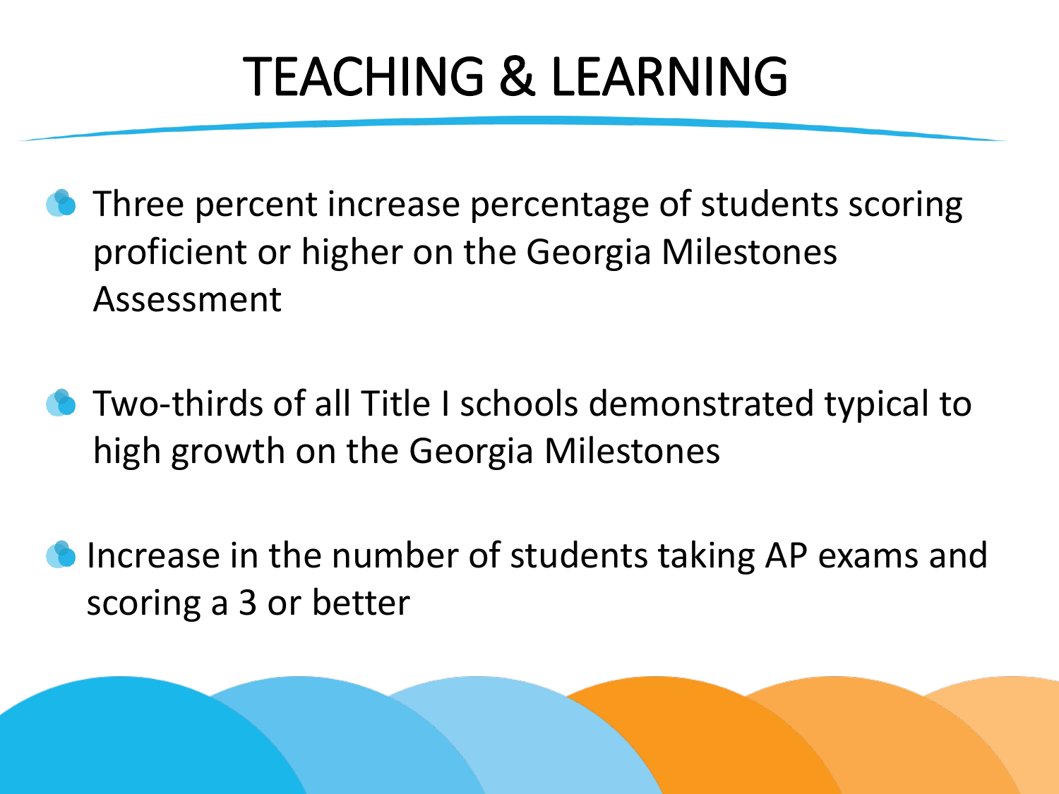# TEACHING & LEARNING

- Three percent increase percentage of students scoring proficient or higher on the Georgia Milestones Assessment
- Two-thirds of all Title I schools demonstrated typical to high growth on the Georgia Milestones
- Increase in the number of students taking AP exams and scoring a 3 or better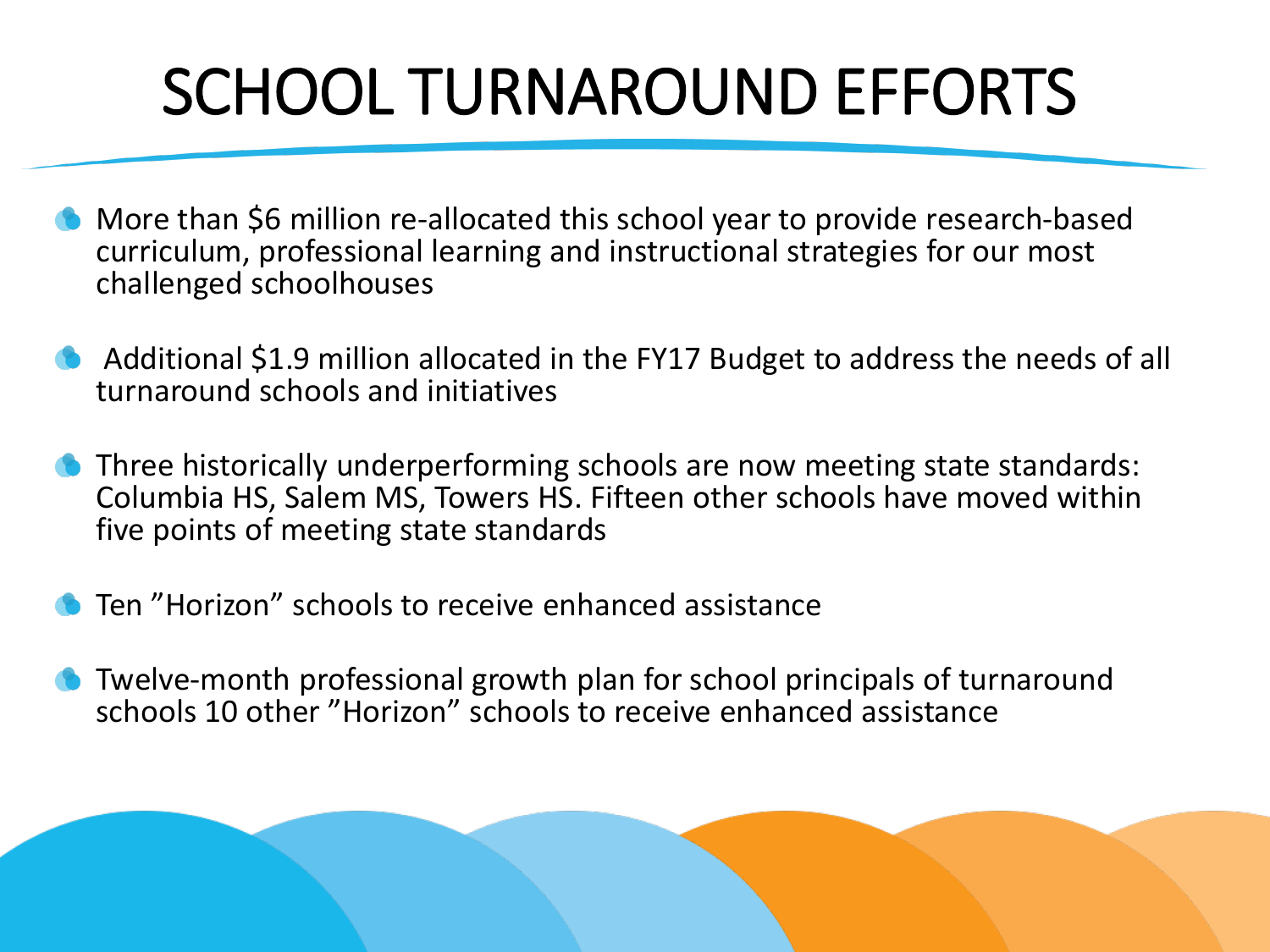# SCHOOL TURNAROUND EFFORTS

- More than $6 million re-allocated this school year to provide research-based curriculum, professional learning and instructional strategies for our most challenged schoolhouses
- Additional $1.9 million allocated in the FY17 Budget to address the needs of all turnaround schools and initiatives
- Three historically underperforming schools are now meeting state standards: Columbia HS, Salem MS, Towers HS. Fifteen other schools have moved within five points of meeting state standards
- Ten "Horizon" schools to receive enhanced assistance
- Twelve-month professional growth plan for school principals of turnaround schools 10 other "Horizon" schools to receive enhanced assistance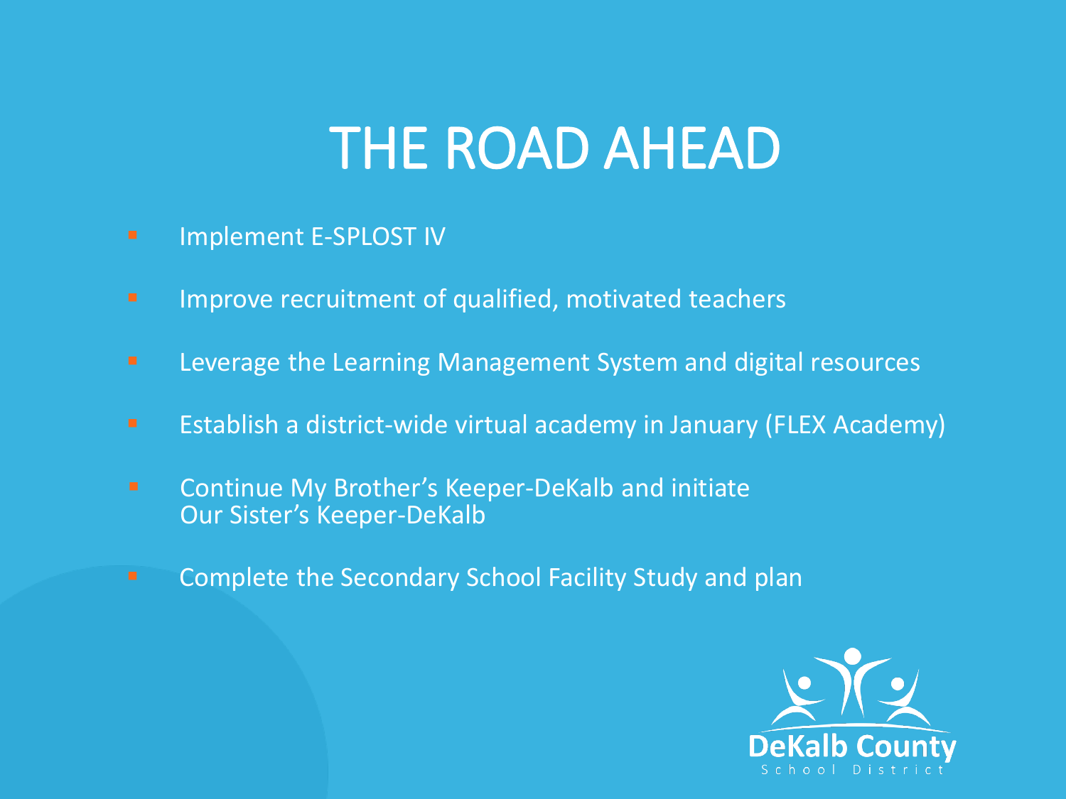# THE ROAD AHEAD

- Implement E-SPLOST IV
- Improve recruitment of qualified, motivated teachers
- Leverage the Learning Management System and digital resources
- Establish a district-wide virtual academy in January (FLEX Academy)
- Continue My Brother's Keeper-DeKalb and initiate Our Sister's Keeper-DeKalb
- Complete the Secondary School Facility Study and plan

DeKalb County
School District